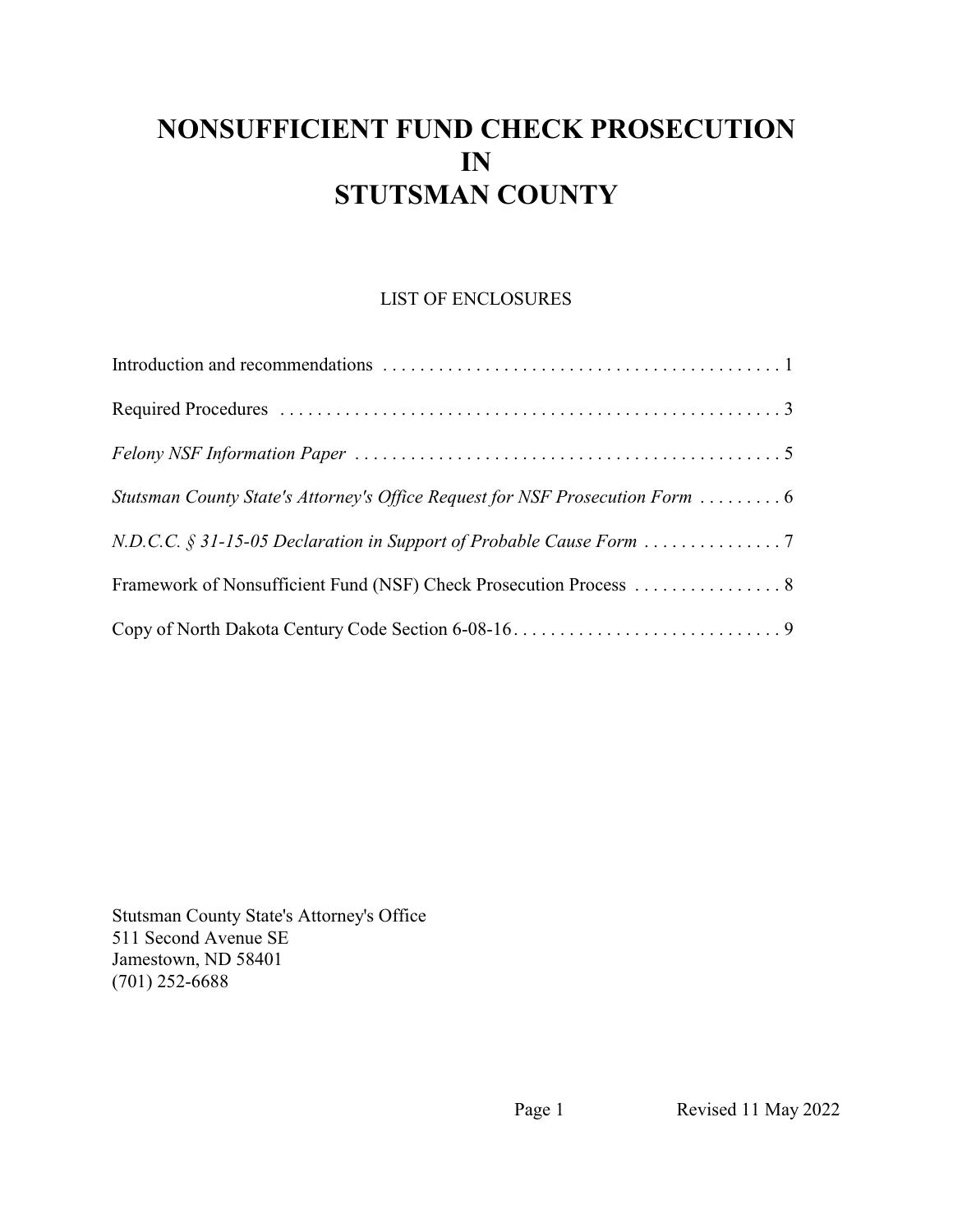# NONSUFFICIENT FUND CHECK PROSECUTION IN STUTSMAN COUNTY

LIST OF ENCLOSURES

| | |
|---|---|
| Introduction and recommendations | 1 |
| Required Procedures | 3 |
| *Felony NSF Information Paper* | 5 |
| *Stutsman County State's Attorney's Office Request for NSF Prosecution Form* | 6 |
| *N.D.C.C. § 31-15-05 Declaration in Support of Probable Cause Form* | 7 |
| Framework of Nonsufficient Fund (NSF) Check Prosecution Process | 8 |
| Copy of North Dakota Century Code Section 6-08-16 | 9 |

Stutsman County State's Attorney's Office
511 Second Avenue SE
Jamestown, ND 58401
(701) 252-6688

Revised 11 May 2022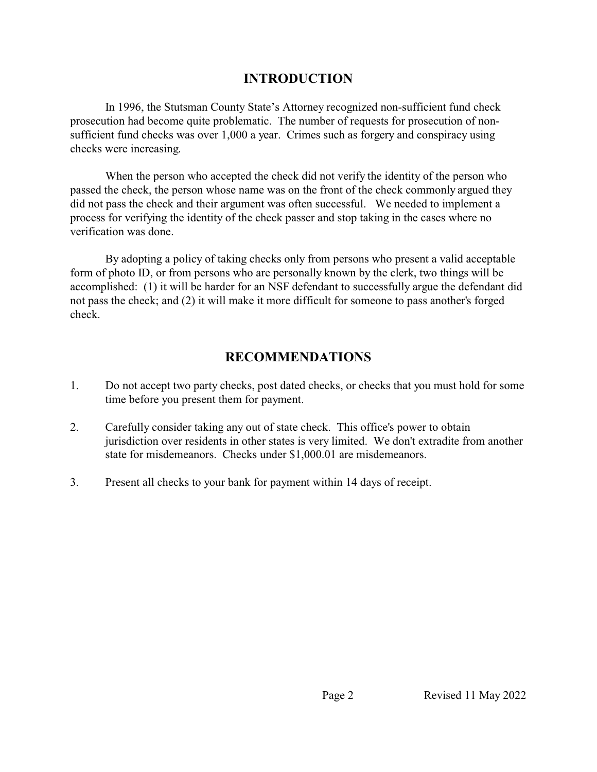## INTRODUCTION

In 1996, the Stutsman County State's Attorney recognized non-sufficient fund check prosecution had become quite problematic. The number of requests for prosecution of non-sufficient fund checks was over 1,000 a year. Crimes such as forgery and conspiracy using checks were increasing.

When the person who accepted the check did not verify the identity of the person who passed the check, the person whose name was on the front of the check commonly argued they did not pass the check and their argument was often successful. We needed to implement a process for verifying the identity of the check passer and stop taking in the cases where no verification was done.

By adopting a policy of taking checks only from persons who present a valid acceptable form of photo ID, or from persons who are personally known by the clerk, two things will be accomplished: (1) it will be harder for an NSF defendant to successfully argue the defendant did not pass the check; and (2) it will make it more difficult for someone to pass another's forged check.

## RECOMMENDATIONS

1. Do not accept two party checks, post dated checks, or checks that you must hold for some time before you present them for payment.

2. Carefully consider taking any out of state check. This office's power to obtain jurisdiction over residents in other states is very limited. We don't extradite from another state for misdemeanors. Checks under $1,000.01 are misdemeanors.

3. Present all checks to your bank for payment within 14 days of receipt.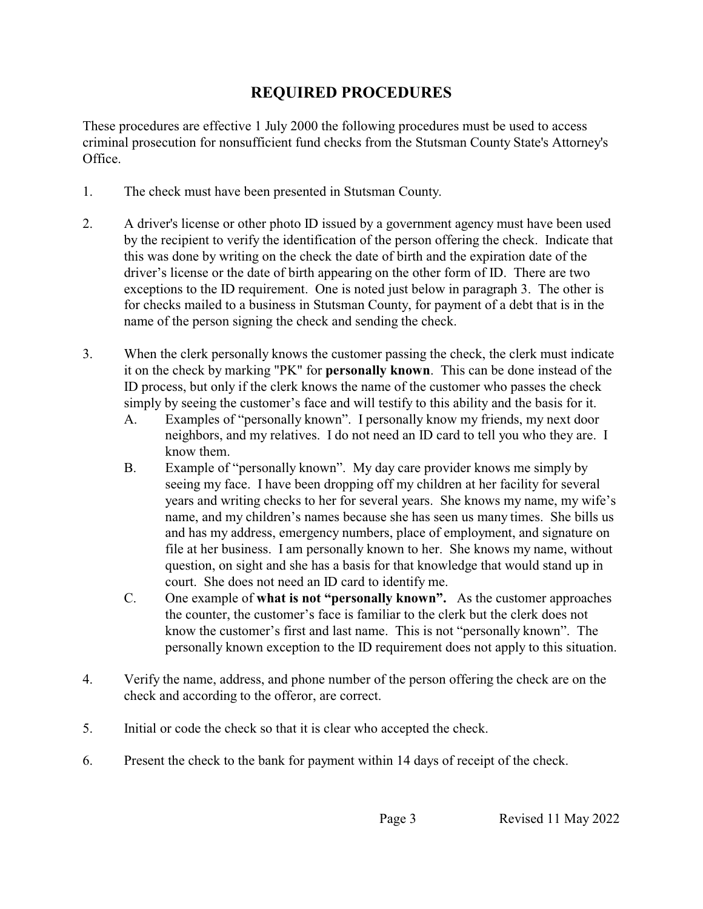## REQUIRED PROCEDURES

These procedures are effective 1 July 2000 the following procedures must be used to access criminal prosecution for nonsufficient fund checks from the Stutsman County State's Attorney's Office.

1. The check must have been presented in Stutsman County.

2. A driver's license or other photo ID issued by a government agency must have been used by the recipient to verify the identification of the person offering the check. Indicate that this was done by writing on the check the date of birth and the expiration date of the driver's license or the date of birth appearing on the other form of ID. There are two exceptions to the ID requirement. One is noted just below in paragraph 3. The other is for checks mailed to a business in Stutsman County, for payment of a debt that is in the name of the person signing the check and sending the check.

3. When the clerk personally knows the customer passing the check, the clerk must indicate it on the check by marking "PK" for **personally known**. This can be done instead of the ID process, but only if the clerk knows the name of the customer who passes the check simply by seeing the customer's face and will testify to this ability and the basis for it.
   - A. Examples of "personally known". I personally know my friends, my next door neighbors, and my relatives. I do not need an ID card to tell you who they are. I know them.
   - B. Example of "personally known". My day care provider knows me simply by seeing my face. I have been dropping off my children at her facility for several years and writing checks to her for several years. She knows my name, my wife's name, and my children's names because she has seen us many times. She bills us and has my address, emergency numbers, place of employment, and signature on file at her business. I am personally known to her. She knows my name, without question, on sight and she has a basis for that knowledge that would stand up in court. She does not need an ID card to identify me.
   - C. One example of **what is not "personally known".** As the customer approaches the counter, the customer's face is familiar to the clerk but the clerk does not know the customer's first and last name. This is not "personally known". The personally known exception to the ID requirement does not apply to this situation.

4. Verify the name, address, and phone number of the person offering the check are on the check and according to the offeror, are correct.

5. Initial or code the check so that it is clear who accepted the check.

6. Present the check to the bank for payment within 14 days of receipt of the check.

Revised 11 May 2022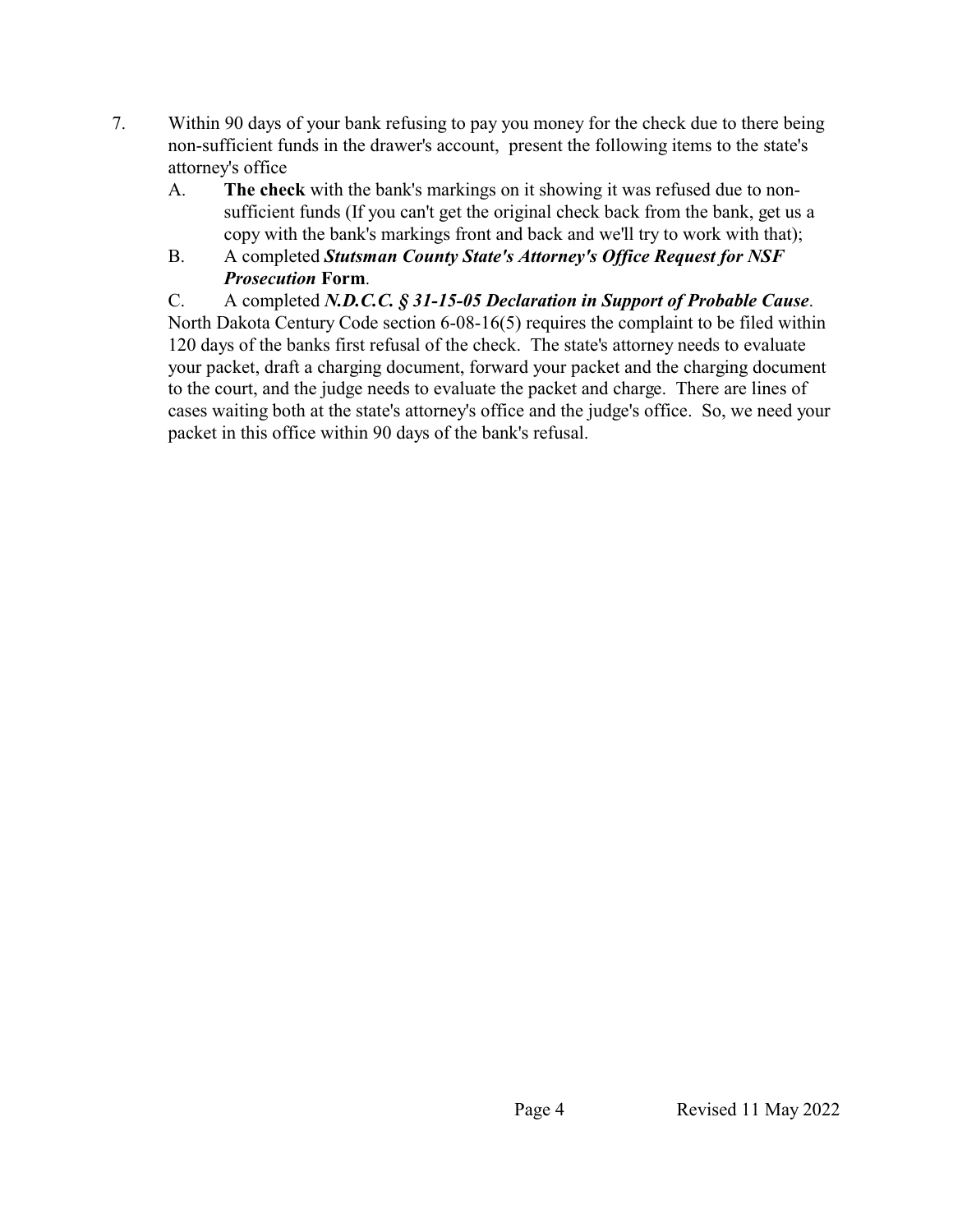7. Within 90 days of your bank refusing to pay you money for the check due to there being non-sufficient funds in the drawer's account, present the following items to the state's attorney's office

   A. **The check** with the bank's markings on it showing it was refused due to non-sufficient funds (If you can't get the original check back from the bank, get us a copy with the bank's markings front and back and we'll try to work with that);

   B. A completed ***Stutsman County State's Attorney's Office Request for NSF Prosecution*** **Form**.

   C. A completed ***N.D.C.C. § 31-15-05 Declaration in Support of Probable Cause***.

   North Dakota Century Code section 6-08-16(5) requires the complaint to be filed within 120 days of the banks first refusal of the check. The state's attorney needs to evaluate your packet, draft a charging document, forward your packet and the charging document to the court, and the judge needs to evaluate the packet and charge. There are lines of cases waiting both at the state's attorney's office and the judge's office. So, we need your packet in this office within 90 days of the bank's refusal.

Revised 11 May 2022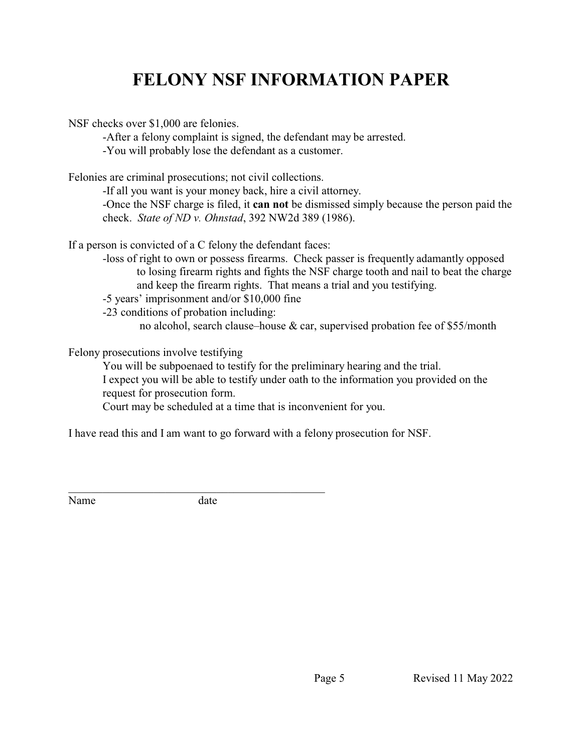# FELONY NSF INFORMATION PAPER

NSF checks over $1,000 are felonies.

- After a felony complaint is signed, the defendant may be arrested.
- You will probably lose the defendant as a customer.

Felonies are criminal prosecutions; not civil collections.

- If all you want is your money back, hire a civil attorney.
- Once the NSF charge is filed, it **can not** be dismissed simply because the person paid the check. *State of ND v. Ohnstad*, 392 NW2d 389 (1986).

If a person is convicted of a C felony the defendant faces:

- loss of right to own or possess firearms. Check passer is frequently adamantly opposed to losing firearm rights and fights the NSF charge tooth and nail to beat the charge and keep the firearm rights. That means a trial and you testifying.
- 5 years' imprisonment and/or $10,000 fine
- 23 conditions of probation including:
  - no alcohol, search clause–house & car, supervised probation fee of $55/month

Felony prosecutions involve testifying

You will be subpoenaed to testify for the preliminary hearing and the trial.
I expect you will be able to testify under oath to the information you provided on the request for prosecution form.
Court may be scheduled at a time that is inconvenient for you.

I have read this and I am want to go forward with a felony prosecution for NSF.

\_\_\_\_\_\_\_\_\_\_\_\_\_\_\_\_\_\_\_\_\_\_\_\_\_\_\_\_\_\_\_\_\_\_\_\_\_\_\_\_\_\_\_\_

Name date

Revised 11 May 2022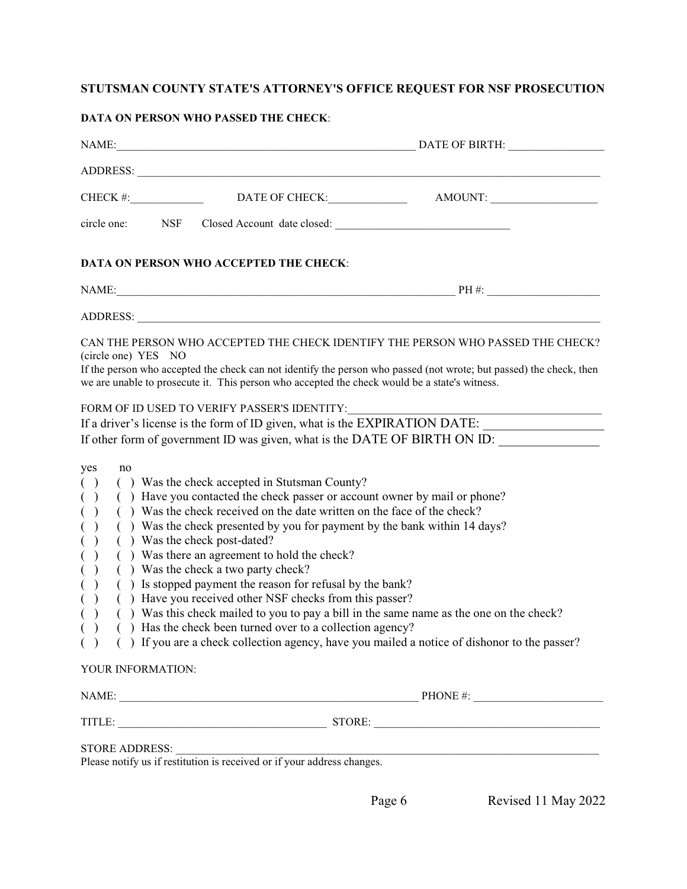## STUTSMAN COUNTY STATE'S ATTORNEY'S OFFICE REQUEST FOR NSF PROSECUTION

**DATA ON PERSON WHO PASSED THE CHECK**:

NAME:______________________________________________________ DATE OF BIRTH: _________________

ADDRESS: ____________________________________________________________________________________

CHECK #:_____________ DATE OF CHECK:______________ AMOUNT: ___________________

circle one: NSF Closed Account date closed: _______________________________

**DATA ON PERSON WHO ACCEPTED THE CHECK**:

NAME:_______________________________________________________________ PH #: ____________________

ADDRESS: ____________________________________________________________________________________

CAN THE PERSON WHO ACCEPTED THE CHECK IDENTIFY THE PERSON WHO PASSED THE CHECK? (circle one) YES NO

If the person who accepted the check can not identify the person who passed (not wrote; but passed) the check, then we are unable to prosecute it. This person who accepted the check would be a state's witness.

FORM OF ID USED TO VERIFY PASSER'S IDENTITY:___________________________________________

If a driver's license is the form of ID given, what is the EXPIRATION DATE: __________________

If other form of government ID was given, what is the DATE OF BIRTH ON ID: _______________

yes no

( ) ( ) Was the check accepted in Stutsman County?
( ) ( ) Have you contacted the check passer or account owner by mail or phone?
( ) ( ) Was the check received on the date written on the face of the check?
( ) ( ) Was the check presented by you for payment by the bank within 14 days?
( ) ( ) Was the check post-dated?
( ) ( ) Was there an agreement to hold the check?
( ) ( ) Was the check a two party check?
( ) ( ) Is stopped payment the reason for refusal by the bank?
( ) ( ) Have you received other NSF checks from this passer?
( ) ( ) Was this check mailed to you to pay a bill in the same name as the one on the check?
( ) ( ) Has the check been turned over to a collection agency?
( ) ( ) If you are a check collection agency, have you mailed a notice of dishonor to the passer?

YOUR INFORMATION:

NAME: ______________________________________________________ PHONE #: _______________________

TITLE: ____________________________________ STORE: ________________________________________

STORE ADDRESS: ______________________________________________________________________________

Please notify us if restitution is received or if your address changes.

Revised 11 May 2022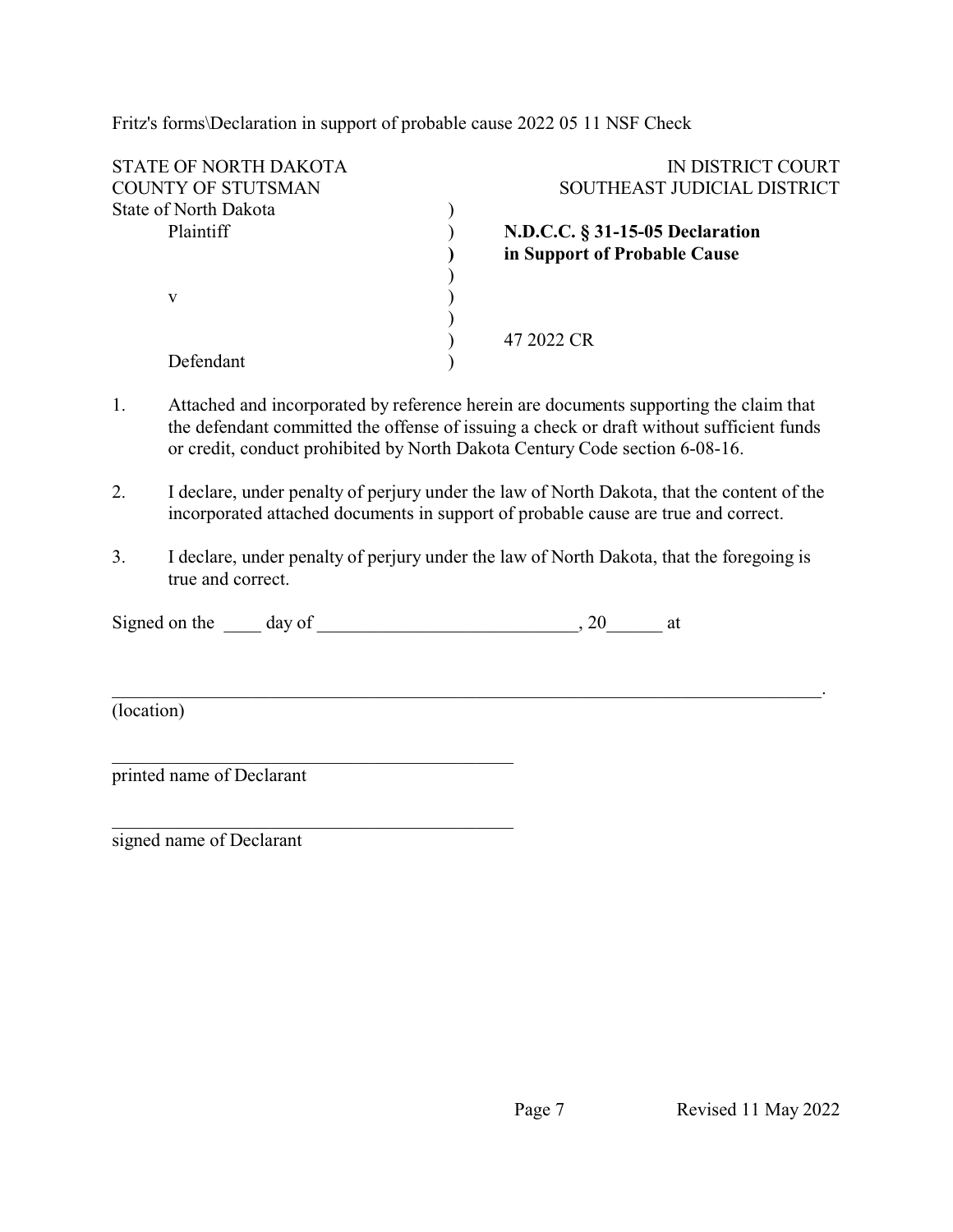Fritz's forms\Declaration in support of probable cause 2022 05 11 NSF Check

| | | |
|---|---|---|
| STATE OF NORTH DAKOTA | | IN DISTRICT COURT |
| COUNTY OF STUTSMAN | | SOUTHEAST JUDICIAL DISTRICT |
| State of North Dakota | ) | |
| Plaintiff | ) | **N.D.C.C. § 31-15-05 Declaration** |
| | ) | **in Support of Probable Cause** |
| | ) | |
| v | ) | |
| | ) | |
| | ) | 47 2022 CR |
| Defendant | ) | |

1. Attached and incorporated by reference herein are documents supporting the claim that the defendant committed the offense of issuing a check or draft without sufficient funds or credit, conduct prohibited by North Dakota Century Code section 6-08-16.

2. I declare, under penalty of perjury under the law of North Dakota, that the content of the incorporated attached documents in support of probable cause are true and correct.

3. I declare, under penalty of perjury under the law of North Dakota, that the foregoing is true and correct.

Signed on the ____ day of ___________________________, 20______ at

_______________________________________________________________________________.
(location)

_____________________________________________
printed name of Declarant

_____________________________________________
signed name of Declarant

Revised 11 May 2022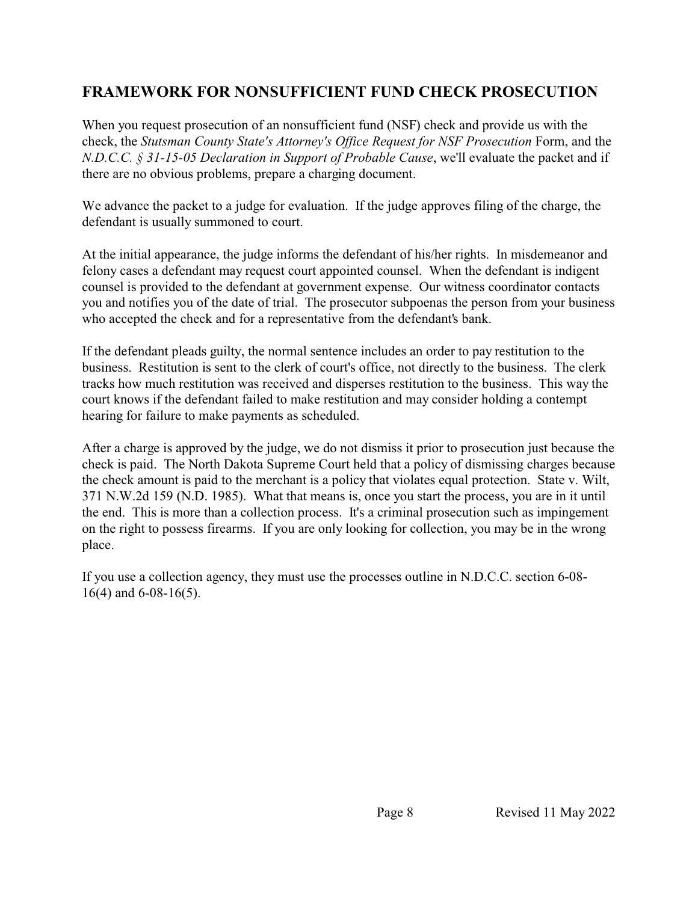## FRAMEWORK FOR NONSUFFICIENT FUND CHECK PROSECUTION

When you request prosecution of an nonsufficient fund (NSF) check and provide us with the check, the *Stutsman County State's Attorney's Office Request for NSF Prosecution* Form, and the *N.D.C.C. § 31-15-05 Declaration in Support of Probable Cause*, we'll evaluate the packet and if there are no obvious problems, prepare a charging document.

We advance the packet to a judge for evaluation. If the judge approves filing of the charge, the defendant is usually summoned to court.

At the initial appearance, the judge informs the defendant of his/her rights. In misdemeanor and felony cases a defendant may request court appointed counsel. When the defendant is indigent counsel is provided to the defendant at government expense. Our witness coordinator contacts you and notifies you of the date of trial. The prosecutor subpoenas the person from your business who accepted the check and for a representative from the defendant's bank.

If the defendant pleads guilty, the normal sentence includes an order to pay restitution to the business. Restitution is sent to the clerk of court's office, not directly to the business. The clerk tracks how much restitution was received and disperses restitution to the business. This way the court knows if the defendant failed to make restitution and may consider holding a contempt hearing for failure to make payments as scheduled.

After a charge is approved by the judge, we do not dismiss it prior to prosecution just because the check is paid. The North Dakota Supreme Court held that a policy of dismissing charges because the check amount is paid to the merchant is a policy that violates equal protection. State v. Wilt, 371 N.W.2d 159 (N.D. 1985). What that means is, once you start the process, you are in it until the end. This is more than a collection process. It's a criminal prosecution such as impingement on the right to possess firearms. If you are only looking for collection, you may be in the wrong place.

If you use a collection agency, they must use the processes outline in N.D.C.C. section 6-08-16(4) and 6-08-16(5).

Revised 11 May 2022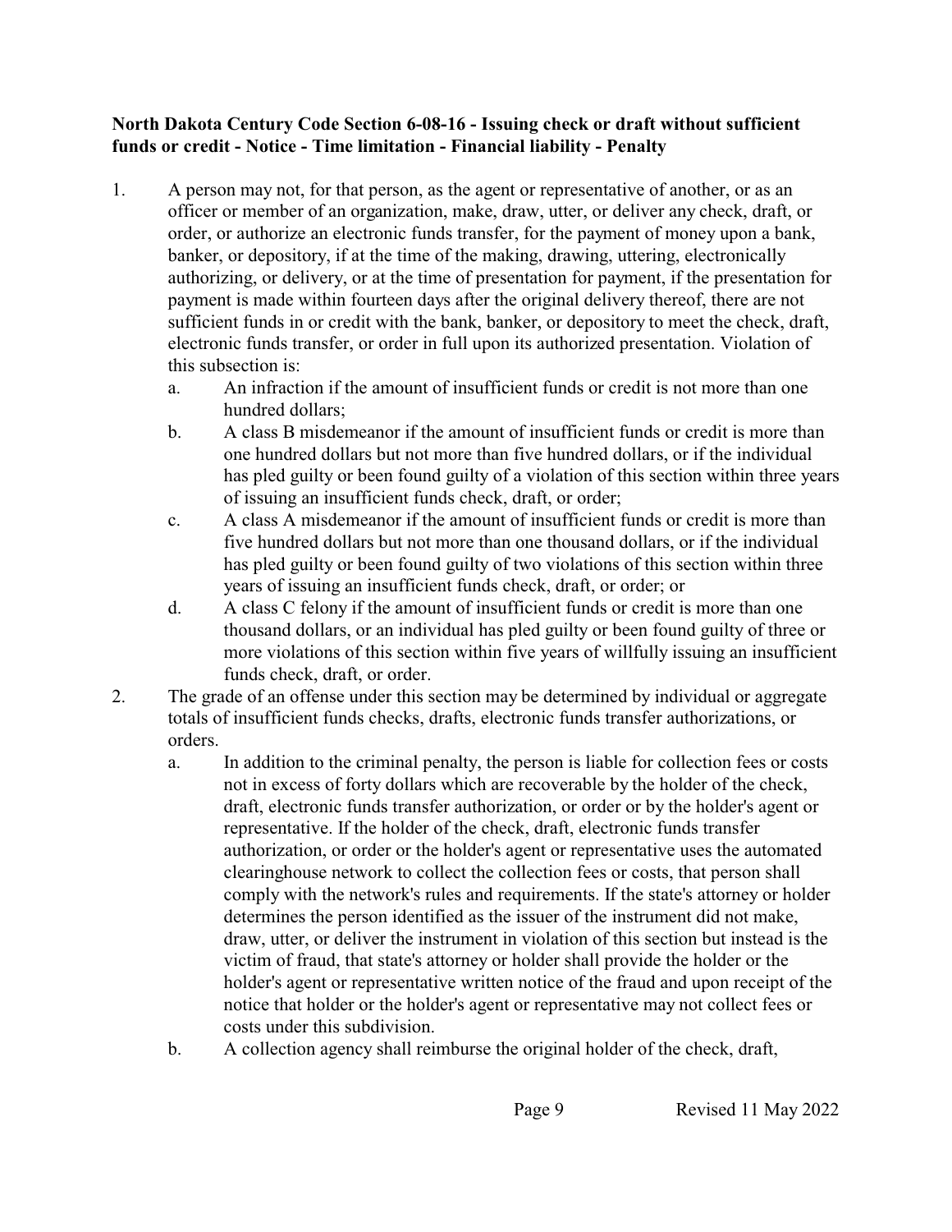**North Dakota Century Code Section 6-08-16 - Issuing check or draft without sufficient funds or credit - Notice - Time limitation - Financial liability - Penalty**

1. A person may not, for that person, as the agent or representative of another, or as an officer or member of an organization, make, draw, utter, or deliver any check, draft, or order, or authorize an electronic funds transfer, for the payment of money upon a bank, banker, or depository, if at the time of the making, drawing, uttering, electronically authorizing, or delivery, or at the time of presentation for payment, if the presentation for payment is made within fourteen days after the original delivery thereof, there are not sufficient funds in or credit with the bank, banker, or depository to meet the check, draft, electronic funds transfer, or order in full upon its authorized presentation. Violation of this subsection is:
   a. An infraction if the amount of insufficient funds or credit is not more than one hundred dollars;
   b. A class B misdemeanor if the amount of insufficient funds or credit is more than one hundred dollars but not more than five hundred dollars, or if the individual has pled guilty or been found guilty of a violation of this section within three years of issuing an insufficient funds check, draft, or order;
   c. A class A misdemeanor if the amount of insufficient funds or credit is more than five hundred dollars but not more than one thousand dollars, or if the individual has pled guilty or been found guilty of two violations of this section within three years of issuing an insufficient funds check, draft, or order; or
   d. A class C felony if the amount of insufficient funds or credit is more than one thousand dollars, or an individual has pled guilty or been found guilty of three or more violations of this section within five years of willfully issuing an insufficient funds check, draft, or order.
2. The grade of an offense under this section may be determined by individual or aggregate totals of insufficient funds checks, drafts, electronic funds transfer authorizations, or orders.
   a. In addition to the criminal penalty, the person is liable for collection fees or costs not in excess of forty dollars which are recoverable by the holder of the check, draft, electronic funds transfer authorization, or order or by the holder's agent or representative. If the holder of the check, draft, electronic funds transfer authorization, or order or the holder's agent or representative uses the automated clearinghouse network to collect the collection fees or costs, that person shall comply with the network's rules and requirements. If the state's attorney or holder determines the person identified as the issuer of the instrument did not make, draw, utter, or deliver the instrument in violation of this section but instead is the victim of fraud, that state's attorney or holder shall provide the holder or the holder's agent or representative written notice of the fraud and upon receipt of the notice that holder or the holder's agent or representative may not collect fees or costs under this subdivision.
   b. A collection agency shall reimburse the original holder of the check, draft,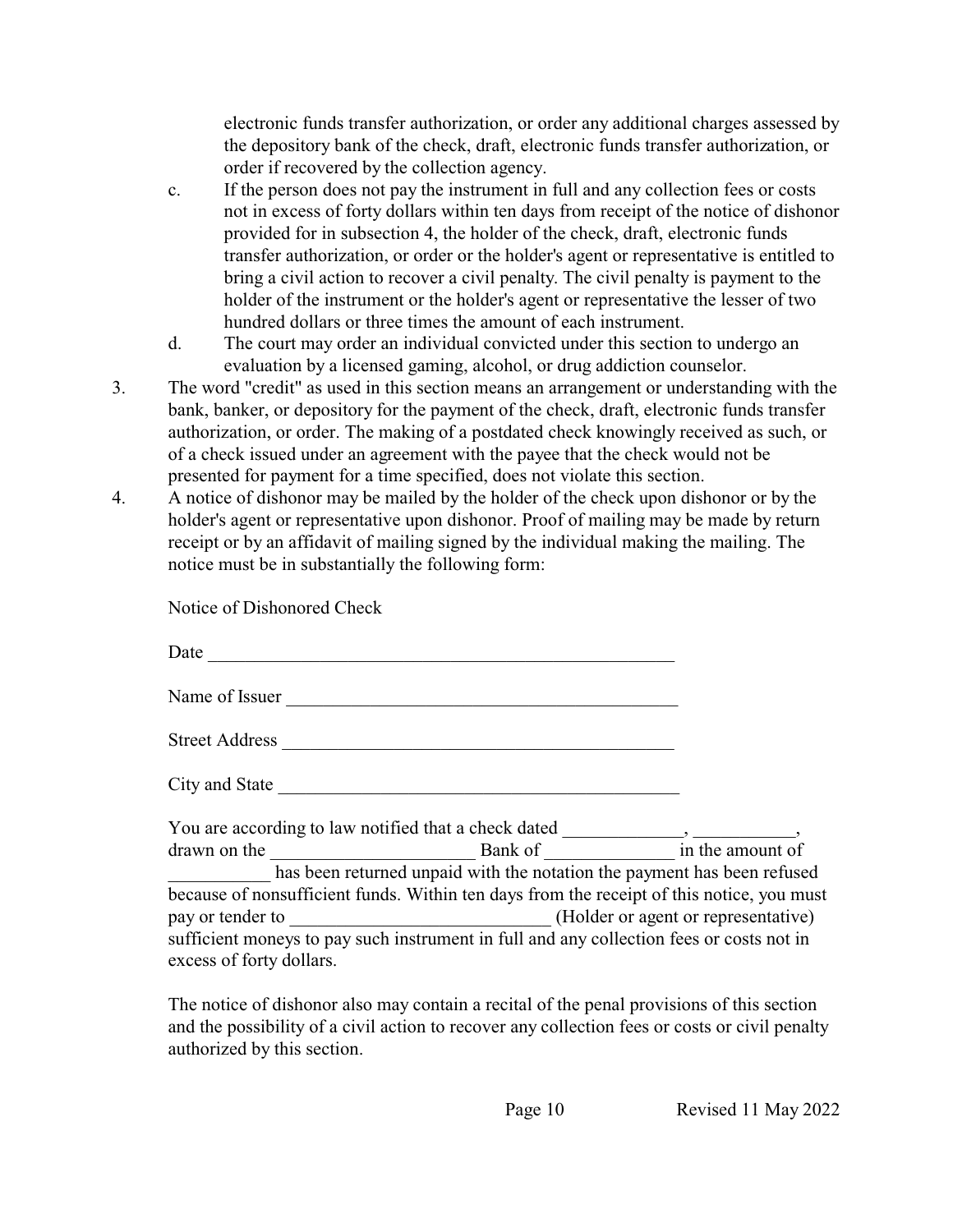electronic funds transfer authorization, or order any additional charges assessed by the depository bank of the check, draft, electronic funds transfer authorization, or order if recovered by the collection agency.

c. If the person does not pay the instrument in full and any collection fees or costs not in excess of forty dollars within ten days from receipt of the notice of dishonor provided for in subsection 4, the holder of the check, draft, electronic funds transfer authorization, or order or the holder's agent or representative is entitled to bring a civil action to recover a civil penalty. The civil penalty is payment to the holder of the instrument or the holder's agent or representative the lesser of two hundred dollars or three times the amount of each instrument.

d. The court may order an individual convicted under this section to undergo an evaluation by a licensed gaming, alcohol, or drug addiction counselor.

3. The word "credit" as used in this section means an arrangement or understanding with the bank, banker, or depository for the payment of the check, draft, electronic funds transfer authorization, or order. The making of a postdated check knowingly received as such, or of a check issued under an agreement with the payee that the check would not be presented for payment for a time specified, does not violate this section.

4. A notice of dishonor may be mailed by the holder of the check upon dishonor or by the holder's agent or representative upon dishonor. Proof of mailing may be made by return receipt or by an affidavit of mailing signed by the individual making the mailing. The notice must be in substantially the following form:

Notice of Dishonored Check

Date ____________________________________________________

Name of Issuer ___________________________________________

Street Address ___________________________________________

City and State ___________________________________________

You are according to law notified that a check dated _____________, ___________, drawn on the ______________________ Bank of ______________ in the amount of ___________ has been returned unpaid with the notation the payment has been refused because of nonsufficient funds. Within ten days from the receipt of this notice, you must pay or tender to ____________________________ (Holder or agent or representative) sufficient moneys to pay such instrument in full and any collection fees or costs not in excess of forty dollars.

The notice of dishonor also may contain a recital of the penal provisions of this section and the possibility of a civil action to recover any collection fees or costs or civil penalty authorized by this section.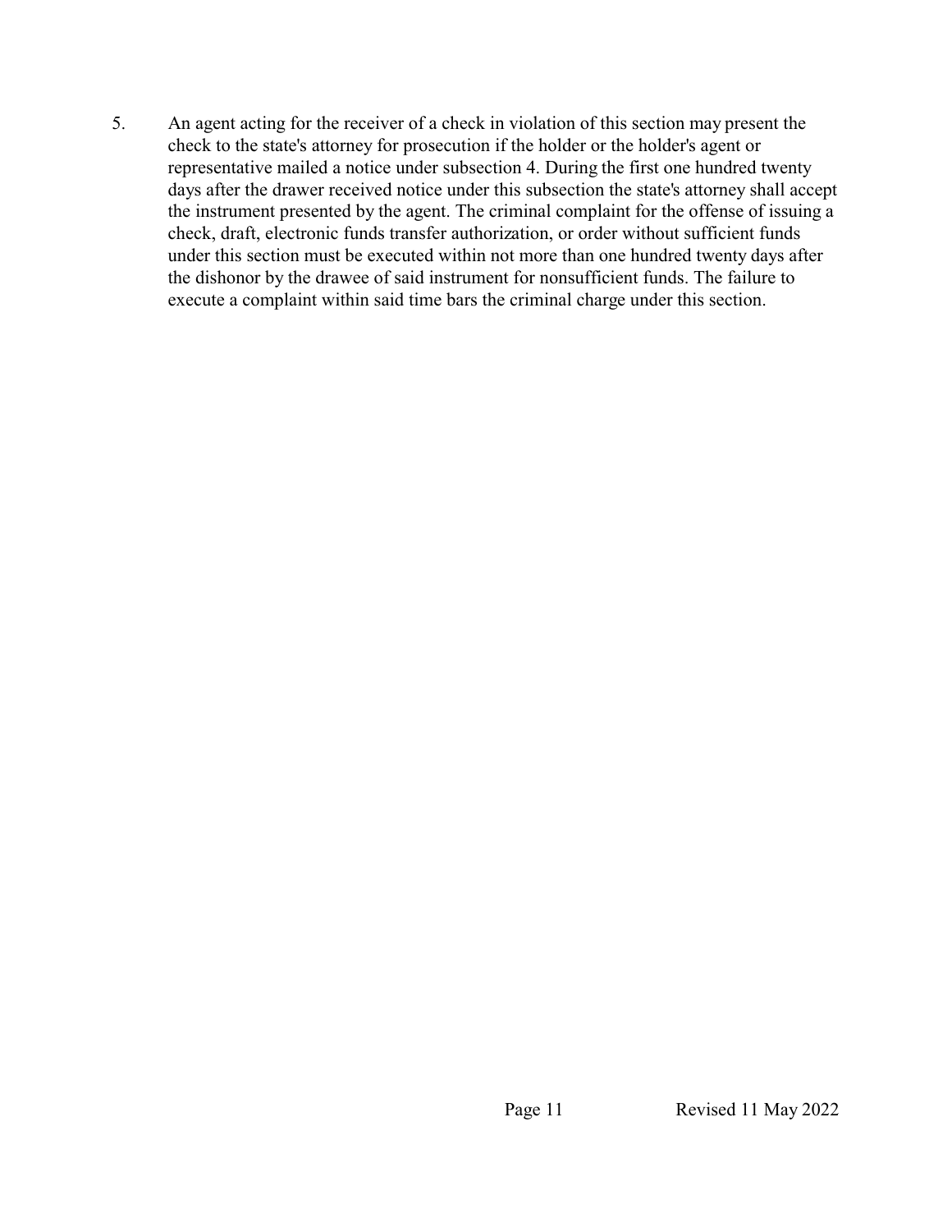5. An agent acting for the receiver of a check in violation of this section may present the check to the state's attorney for prosecution if the holder or the holder's agent or representative mailed a notice under subsection 4. During the first one hundred twenty days after the drawer received notice under this subsection the state's attorney shall accept the instrument presented by the agent. The criminal complaint for the offense of issuing a check, draft, electronic funds transfer authorization, or order without sufficient funds under this section must be executed within not more than one hundred twenty days after the dishonor by the drawee of said instrument for nonsufficient funds. The failure to execute a complaint within said time bars the criminal charge under this section.